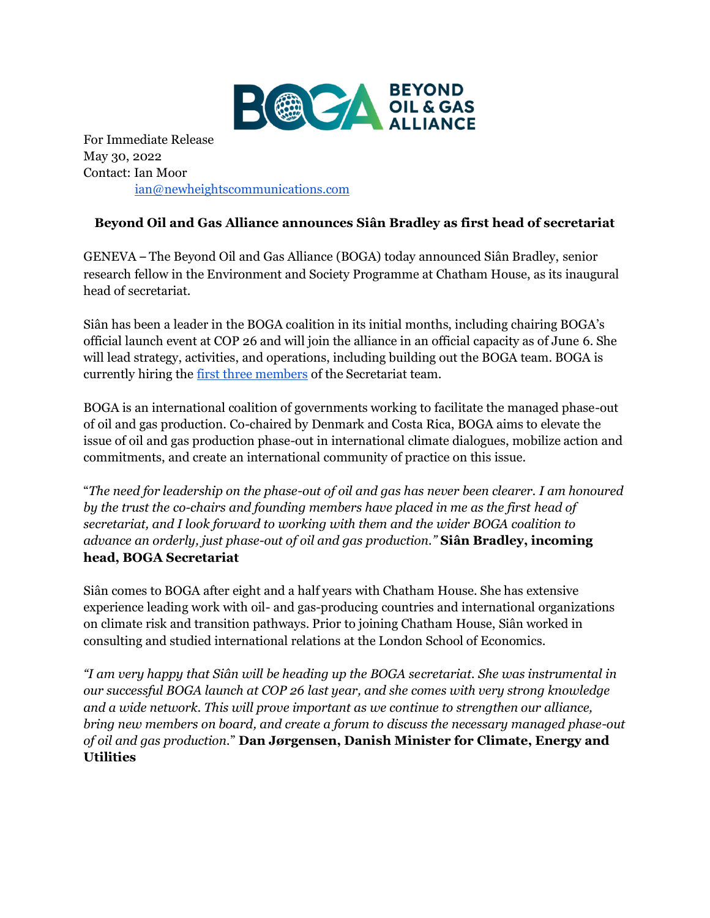For Immediate Release
May 30, 2022
Contact: Ian Moor
ian@newheightscommunications.com

**Beyond Oil and Gas Alliance announces Siân Bradley as first head of secretariat**

GENEVA – The Beyond Oil and Gas Alliance (BOGA) today announced Siân Bradley, senior research fellow in the Environment and Society Programme at Chatham House, as its inaugural head of secretariat.

Siân has been a leader in the BOGA coalition in its initial months, including chairing BOGA's official launch event at COP 26 and will join the alliance in an official capacity as of June 6. She will lead strategy, activities, and operations, including building out the BOGA team. BOGA is currently hiring the first three members of the Secretariat team.

BOGA is an international coalition of governments working to facilitate the managed phase-out of oil and gas production. Co-chaired by Denmark and Costa Rica, BOGA aims to elevate the issue of oil and gas production phase-out in international climate dialogues, mobilize action and commitments, and create an international community of practice on this issue.

"*The need for leadership on the phase-out of oil and gas has never been clearer. I am honoured by the trust the co-chairs and founding members have placed in me as the first head of secretariat, and I look forward to working with them and the wider BOGA coalition to advance an orderly, just phase-out of oil and gas production."* **Siân Bradley, incoming head, BOGA Secretariat**

Siân comes to BOGA after eight and a half years with Chatham House. She has extensive experience leading work with oil- and gas-producing countries and international organizations on climate risk and transition pathways. Prior to joining Chatham House, Siân worked in consulting and studied international relations at the London School of Economics.

*"I am very happy that Siân will be heading up the BOGA secretariat. She was instrumental in our successful BOGA launch at COP 26 last year, and she comes with very strong knowledge and a wide network. This will prove important as we continue to strengthen our alliance, bring new members on board, and create a forum to discuss the necessary managed phase-out of oil and gas production.*" **Dan Jørgensen, Danish Minister for Climate, Energy and Utilities**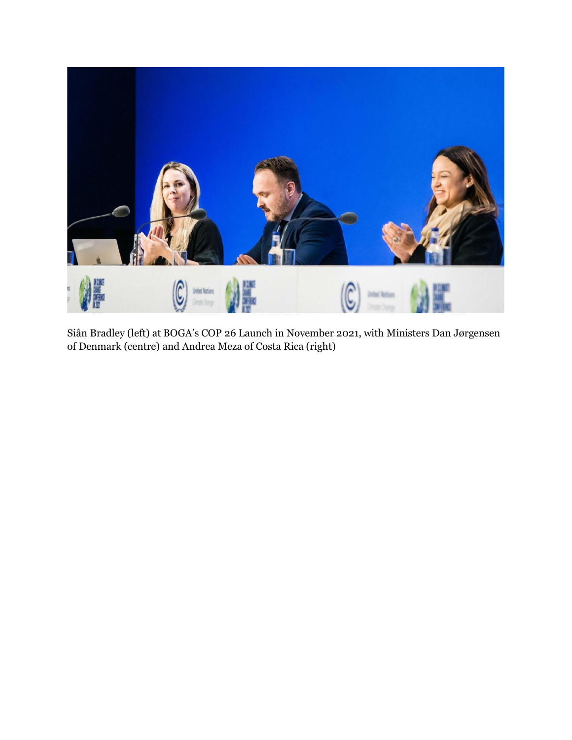Siân Bradley (left) at BOGA's COP 26 Launch in November 2021, with Ministers Dan Jørgensen of Denmark (centre) and Andrea Meza of Costa Rica (right)